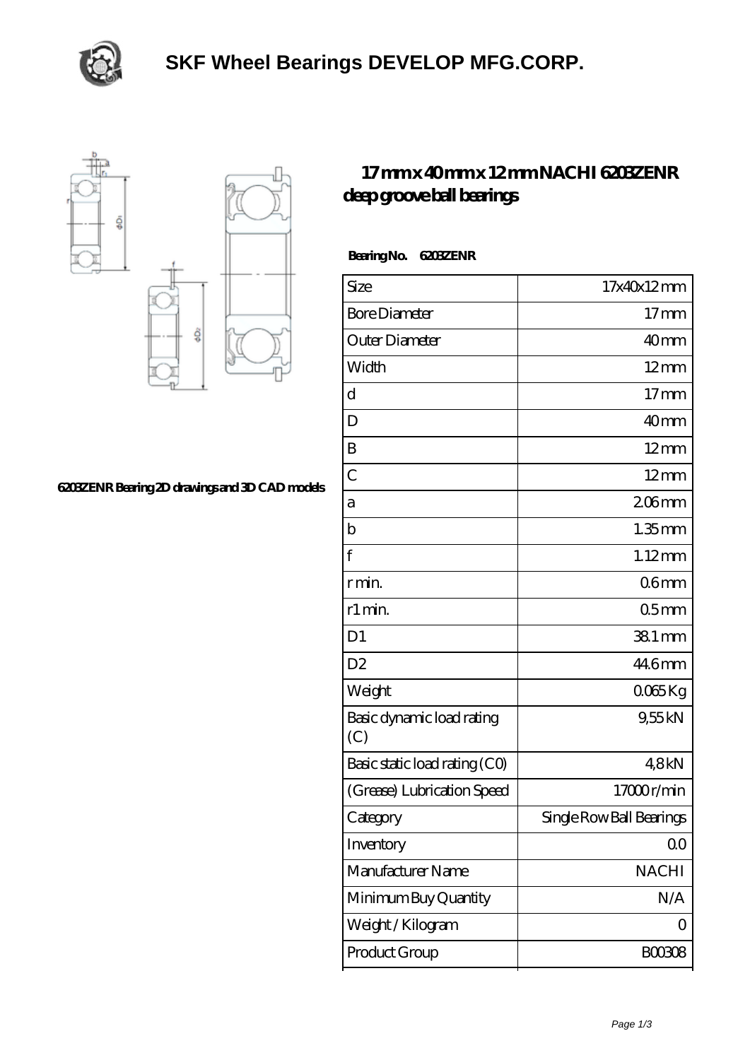# SKF Wheel Bearings DEVELOP MFG.CORP.

6203ZENR Bearing 2D drawings and 3D CAD models

## 17 mm x 40 mm x 12 mm NACHI 6203ZENR deep groove ball bearings

**Bearing No. 6203ZENR**

| Size | 17x40x12 mm |
|---|---|
| Bore Diameter | 17 mm |
| Outer Diameter | 40 mm |
| Width | 12 mm |
| d | 17 mm |
| D | 40 mm |
| B | 12 mm |
| C | 12 mm |
| a | 2.06 mm |
| b | 1.35 mm |
| f | 1.12 mm |
| r min. | 0.6 mm |
| r1 min. | 0.5 mm |
| D1 | 38.1 mm |
| D2 | 44.6 mm |
| Weight | 0.065 Kg |
| Basic dynamic load rating (C) | 9,55 kN |
| Basic static load rating (C0) | 4,8 kN |
| (Grease) Lubrication Speed | 17000 r/min |
| Category | Single Row Ball Bearings |
| Inventory | 0.0 |
| Manufacturer Name | NACHI |
| Minimum Buy Quantity | N/A |
| Weight / Kilogram | 0 |
| Product Group | B00308 |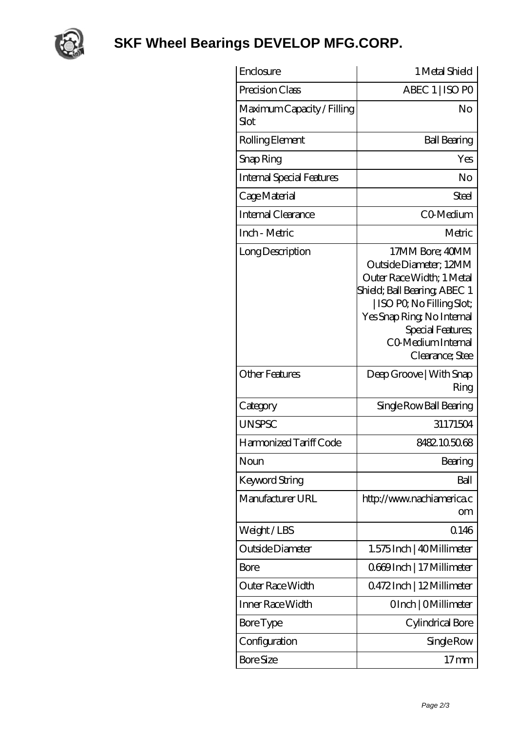# SKF Wheel Bearings DEVELOP MFG.CORP.

| | |
|---|---|
| Enclosure | 1 Metal Shield |
| Precision Class | ABEC 1 \| ISO P0 |
| Maximum Capacity / Filling Slot | No |
| Rolling Element | Ball Bearing |
| Snap Ring | Yes |
| Internal Special Features | No |
| Cage Material | Steel |
| Internal Clearance | C0-Medium |
| Inch - Metric | Metric |
| Long Description | 17MM Bore; 40MM Outside Diameter; 12MM Outer Race Width; 1 Metal Shield; Ball Bearing; ABEC 1 \| ISO P0; No Filling Slot; Yes Snap Ring; No Internal Special Features; C0-Medium Internal Clearance; Stee |
| Other Features | Deep Groove \| With Snap Ring |
| Category | Single Row Ball Bearing |
| UNSPSC | 31171504 |
| Harmonized Tariff Code | 8482.10.50.68 |
| Noun | Bearing |
| Keyword String | Ball |
| Manufacturer URL | http://www.nachiamerica.com |
| Weight / LBS | 0.146 |
| Outside Diameter | 1.575 Inch \| 40 Millimeter |
| Bore | 0.669 Inch \| 17 Millimeter |
| Outer Race Width | 0.472 Inch \| 12 Millimeter |
| Inner Race Width | 0 Inch \| 0 Millimeter |
| Bore Type | Cylindrical Bore |
| Configuration | Single Row |
| Bore Size | 17 mm |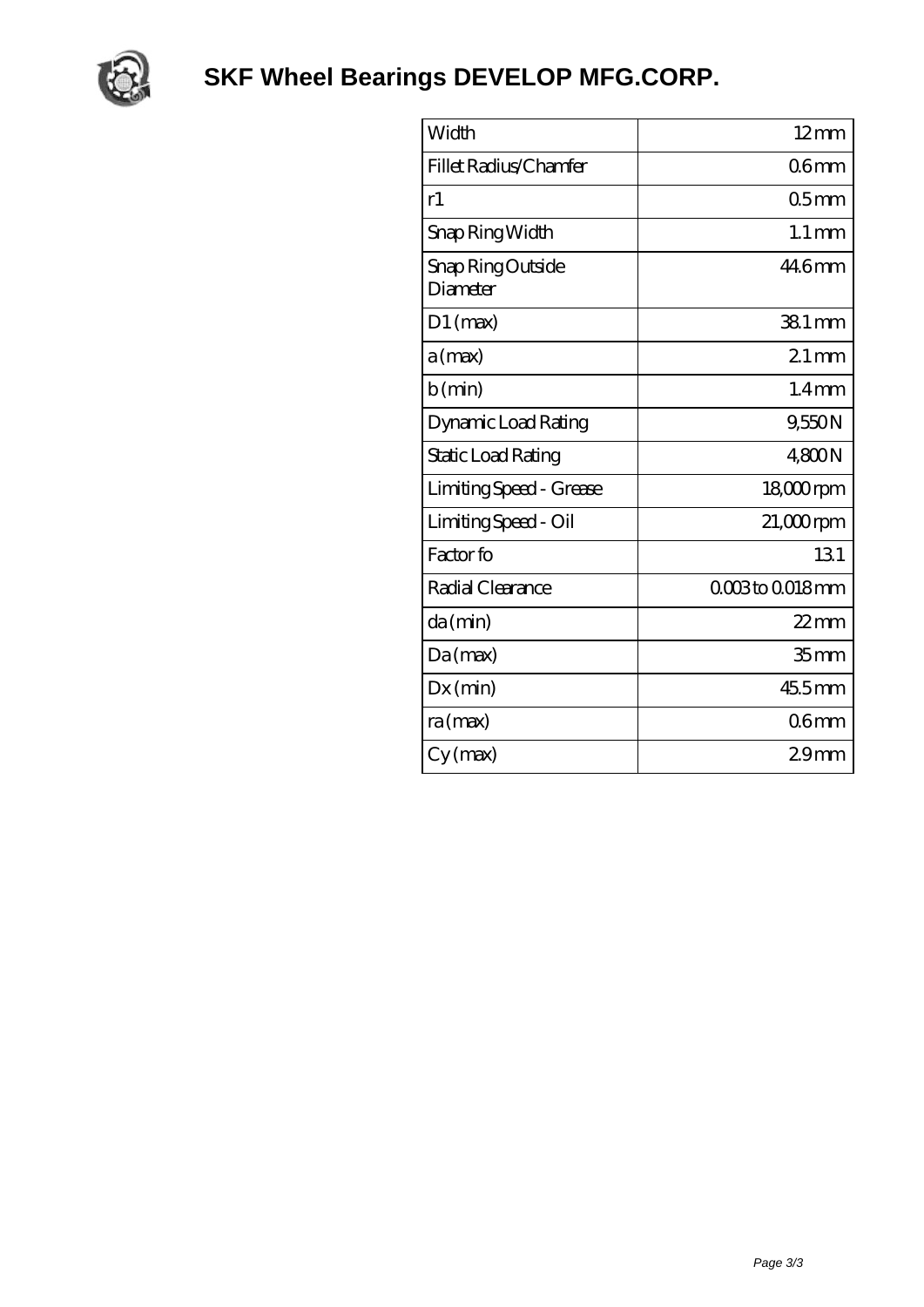# SKF Wheel Bearings DEVELOP MFG.CORP.

| | |
|---|---|
| Width | 12 mm |
| Fillet Radius/Chamfer | 0.6 mm |
| r1 | 0.5 mm |
| Snap Ring Width | 1.1 mm |
| Snap Ring Outside Diameter | 44.6 mm |
| D1 (max) | 38.1 mm |
| a (max) | 2.1 mm |
| b (min) | 1.4 mm |
| Dynamic Load Rating | 9,550 N |
| Static Load Rating | 4,800 N |
| Limiting Speed - Grease | 18,000 rpm |
| Limiting Speed - Oil | 21,000 rpm |
| Factor fo | 13.1 |
| Radial Clearance | 0.003 to 0.018 mm |
| da (min) | 22 mm |
| Da (max) | 35 mm |
| Dx (min) | 45.5 mm |
| ra (max) | 0.6 mm |
| Cy (max) | 2.9 mm |